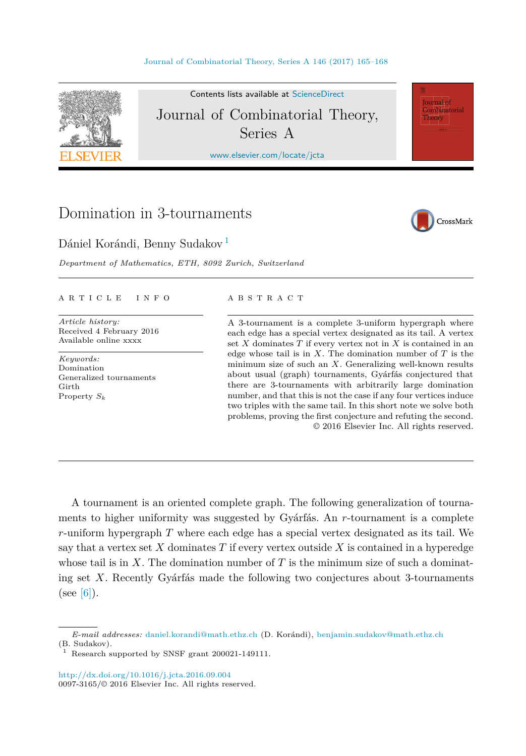# Domination in 3-tournaments

Dániel Korándi, Benny Sudakov [1]

*Department of Mathematics, ETH, 8092 Zurich, Switzerland*

## ARTICLE INFO

*Article history:*
Received 4 February 2016
Available online xxxx

*Keywords:*
Domination
Generalized tournaments
Girth
Property $S_k$

## ABSTRACT

A 3-tournament is a complete 3-uniform hypergraph where each edge has a special vertex designated as its tail. A vertex set $X$ dominates $T$ if every vertex not in $X$ is contained in an edge whose tail is in $X$. The domination number of $T$ is the minimum size of such an $X$. Generalizing well-known results about usual (graph) tournaments, Gyárfás conjectured that there are 3-tournaments with arbitrarily large domination number, and that this is not the case if any four vertices induce two triples with the same tail. In this short note we solve both problems, proving the first conjecture and refuting the second.

© 2016 Elsevier Inc. All rights reserved.

A tournament is an oriented complete graph. The following generalization of tournaments to higher uniformity was suggested by Gyárfás. An $r$-tournament is a complete $r$-uniform hypergraph $T$ where each edge has a special vertex designated as its tail. We say that a vertex set $X$ dominates $T$ if every vertex outside $X$ is contained in a hyperedge whose tail is in $X$. The domination number of $T$ is the minimum size of such a dominating set $X$. Recently Gyárfás made the following two conjectures about 3-tournaments (see [6]).

*E-mail addresses:* daniel.korandi@math.ethz.ch (D. Korándi), benjamin.sudakov@math.ethz.ch (B. Sudakov).

[1] Research supported by SNSF grant 200021-149111.

http://dx.doi.org/10.1016/j.jcta.2016.09.004
0097-3165/© 2016 Elsevier Inc. All rights reserved.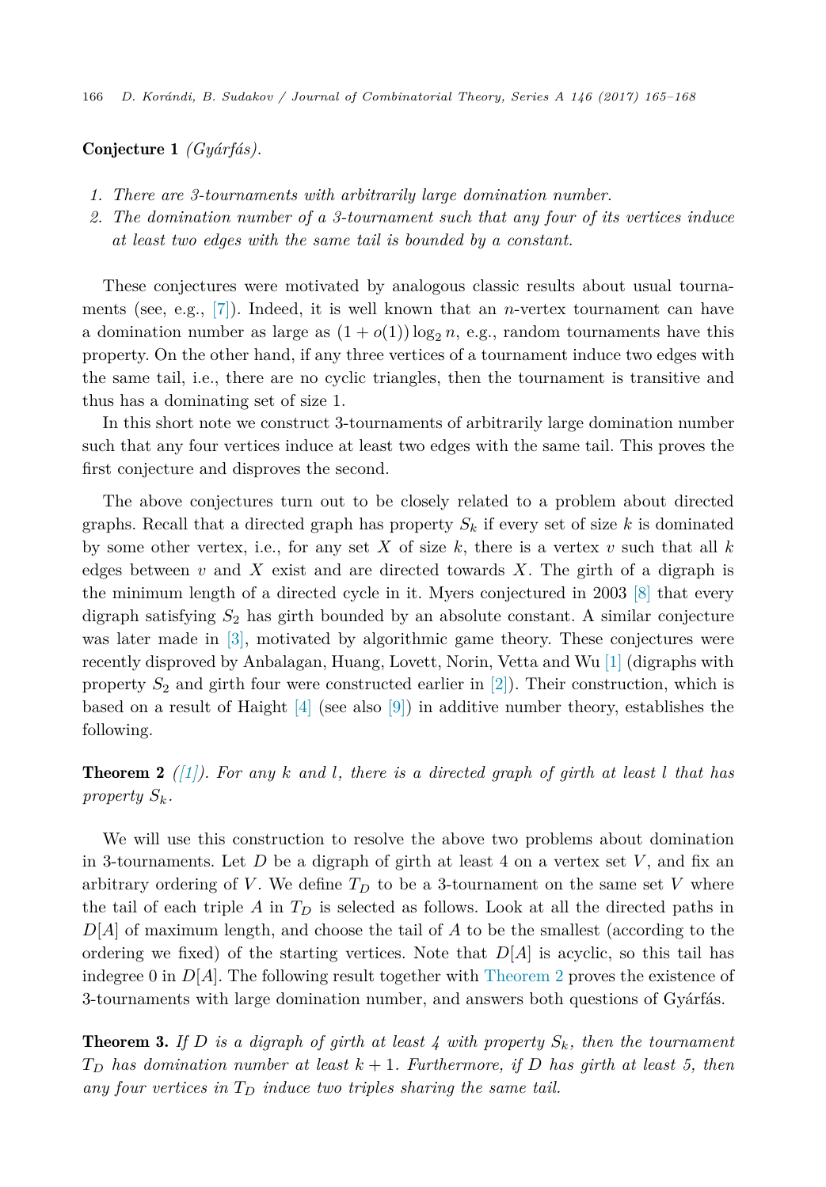**Conjecture 1** *(Gyárfás).*

1. *There are 3-tournaments with arbitrarily large domination number.*
2. *The domination number of a 3-tournament such that any four of its vertices induce at least two edges with the same tail is bounded by a constant.*

These conjectures were motivated by analogous classic results about usual tournaments (see, e.g., [7]). Indeed, it is well known that an $n$-vertex tournament can have a domination number as large as $(1+o(1))\log_2 n$, e.g., random tournaments have this property. On the other hand, if any three vertices of a tournament induce two edges with the same tail, i.e., there are no cyclic triangles, then the tournament is transitive and thus has a dominating set of size 1.

In this short note we construct 3-tournaments of arbitrarily large domination number such that any four vertices induce at least two edges with the same tail. This proves the first conjecture and disproves the second.

The above conjectures turn out to be closely related to a problem about directed graphs. Recall that a directed graph has property $S_k$ if every set of size $k$ is dominated by some other vertex, i.e., for any set $X$ of size $k$, there is a vertex $v$ such that all $k$ edges between $v$ and $X$ exist and are directed towards $X$. The girth of a digraph is the minimum length of a directed cycle in it. Myers conjectured in 2003 [8] that every digraph satisfying $S_2$ has girth bounded by an absolute constant. A similar conjecture was later made in [3], motivated by algorithmic game theory. These conjectures were recently disproved by Anbalagan, Huang, Lovett, Norin, Vetta and Wu [1] (digraphs with property $S_2$ and girth four were constructed earlier in [2]). Their construction, which is based on a result of Haight [4] (see also [9]) in additive number theory, establishes the following.

**Theorem 2** *([1]). For any $k$ and $l$, there is a directed graph of girth at least $l$ that has property $S_k$.*

We will use this construction to resolve the above two problems about domination in 3-tournaments. Let $D$ be a digraph of girth at least 4 on a vertex set $V$, and fix an arbitrary ordering of $V$. We define $T_D$ to be a 3-tournament on the same set $V$ where the tail of each triple $A$ in $T_D$ is selected as follows. Look at all the directed paths in $D[A]$ of maximum length, and choose the tail of $A$ to be the smallest (according to the ordering we fixed) of the starting vertices. Note that $D[A]$ is acyclic, so this tail has indegree 0 in $D[A]$. The following result together with Theorem 2 proves the existence of 3-tournaments with large domination number, and answers both questions of Gyárfás.

**Theorem 3.** *If $D$ is a digraph of girth at least 4 with property $S_k$, then the tournament $T_D$ has domination number at least $k+1$. Furthermore, if $D$ has girth at least 5, then any four vertices in $T_D$ induce two triples sharing the same tail.*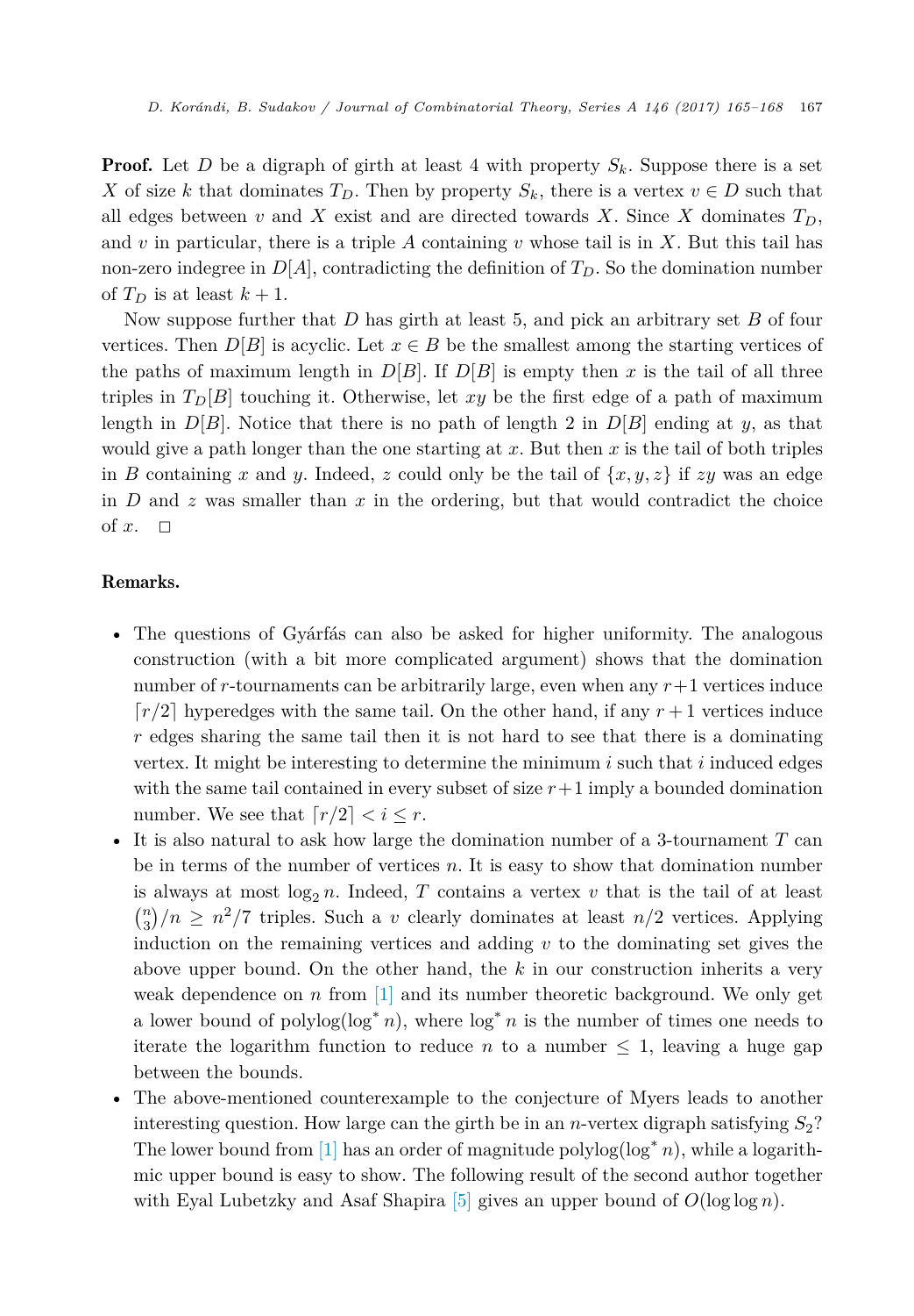**Proof.** Let $D$ be a digraph of girth at least 4 with property $S_k$. Suppose there is a set $X$ of size $k$ that dominates $T_D$. Then by property $S_k$, there is a vertex $v \in D$ such that all edges between $v$ and $X$ exist and are directed towards $X$. Since $X$ dominates $T_D$, and $v$ in particular, there is a triple $A$ containing $v$ whose tail is in $X$. But this tail has non-zero indegree in $D[A]$, contradicting the definition of $T_D$. So the domination number of $T_D$ is at least $k+1$.

Now suppose further that $D$ has girth at least 5, and pick an arbitrary set $B$ of four vertices. Then $D[B]$ is acyclic. Let $x \in B$ be the smallest among the starting vertices of the paths of maximum length in $D[B]$. If $D[B]$ is empty then $x$ is the tail of all three triples in $T_D[B]$ touching it. Otherwise, let $xy$ be the first edge of a path of maximum length in $D[B]$. Notice that there is no path of length 2 in $D[B]$ ending at $y$, as that would give a path longer than the one starting at $x$. But then $x$ is the tail of both triples in $B$ containing $x$ and $y$. Indeed, $z$ could only be the tail of $\{x, y, z\}$ if $zy$ was an edge in $D$ and $z$ was smaller than $x$ in the ordering, but that would contradict the choice of $x$. $\square$

**Remarks.**

- The questions of Gyárfás can also be asked for higher uniformity. The analogous construction (with a bit more complicated argument) shows that the domination number of $r$-tournaments can be arbitrarily large, even when any $r+1$ vertices induce $\lceil r/2 \rceil$ hyperedges with the same tail. On the other hand, if any $r+1$ vertices induce $r$ edges sharing the same tail then it is not hard to see that there is a dominating vertex. It might be interesting to determine the minimum $i$ such that $i$ induced edges with the same tail contained in every subset of size $r+1$ imply a bounded domination number. We see that $\lceil r/2 \rceil < i \le r$.
- It is also natural to ask how large the domination number of a 3-tournament $T$ can be in terms of the number of vertices $n$. It is easy to show that domination number is always at most $\log_2 n$. Indeed, $T$ contains a vertex $v$ that is the tail of at least $\binom{n}{3}/n \ge n^2/7$ triples. Such a $v$ clearly dominates at least $n/2$ vertices. Applying induction on the remaining vertices and adding $v$ to the dominating set gives the above upper bound. On the other hand, the $k$ in our construction inherits a very weak dependence on $n$ from [1] and its number theoretic background. We only get a lower bound of $\mathrm{polylog}(\log^* n)$, where $\log^* n$ is the number of times one needs to iterate the logarithm function to reduce $n$ to a number $\le 1$, leaving a huge gap between the bounds.
- The above-mentioned counterexample to the conjecture of Myers leads to another interesting question. How large can the girth be in an $n$-vertex digraph satisfying $S_2$? The lower bound from [1] has an order of magnitude $\mathrm{polylog}(\log^* n)$, while a logarithmic upper bound is easy to show. The following result of the second author together with Eyal Lubetzky and Asaf Shapira [5] gives an upper bound of $O(\log \log n)$.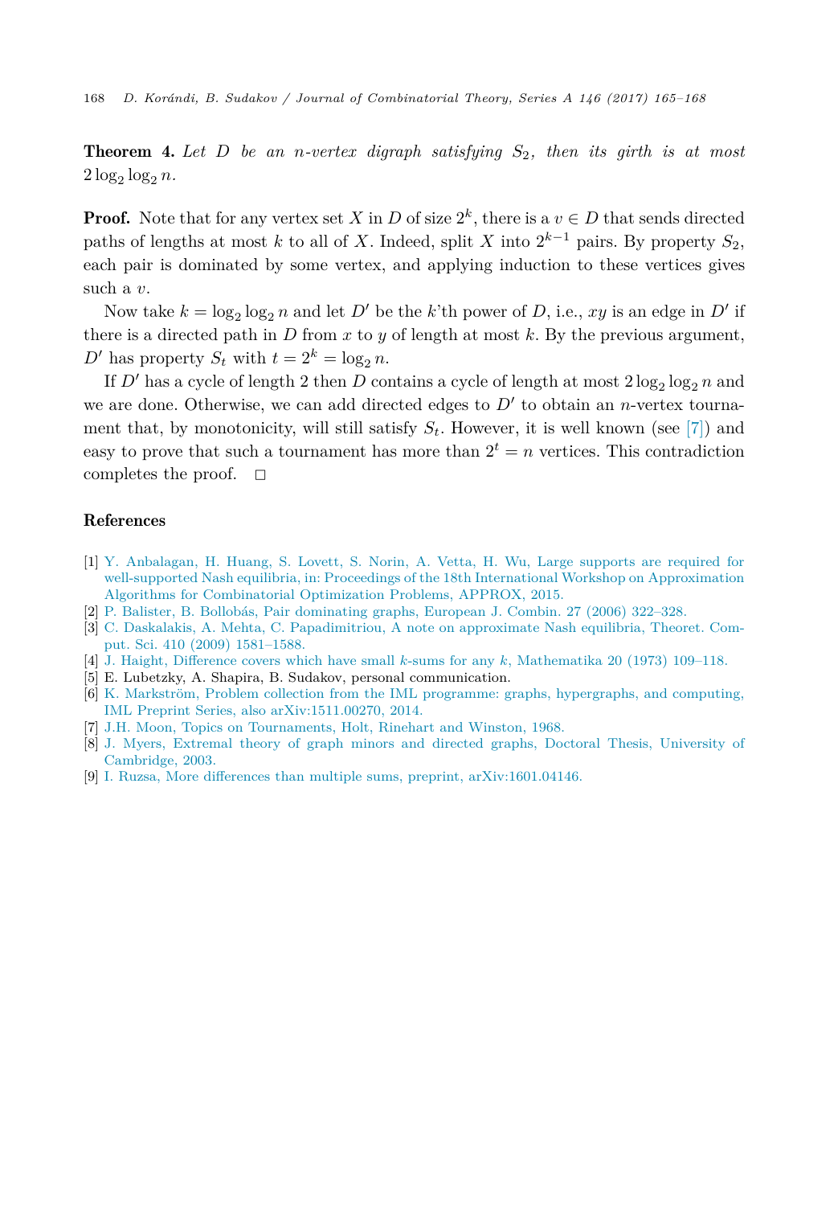**Theorem 4.** *Let $D$ be an $n$-vertex digraph satisfying $S_2$, then its girth is at most $2\log_2 \log_2 n$.*

**Proof.** Note that for any vertex set $X$ in $D$ of size $2^k$, there is a $v \in D$ that sends directed paths of lengths at most $k$ to all of $X$. Indeed, split $X$ into $2^{k-1}$ pairs. By property $S_2$, each pair is dominated by some vertex, and applying induction to these vertices gives such a $v$.

Now take $k = \log_2 \log_2 n$ and let $D'$ be the $k$'th power of $D$, i.e., $xy$ is an edge in $D'$ if there is a directed path in $D$ from $x$ to $y$ of length at most $k$. By the previous argument, $D'$ has property $S_t$ with $t = 2^k = \log_2 n$.

If $D'$ has a cycle of length 2 then $D$ contains a cycle of length at most $2\log_2 \log_2 n$ and we are done. Otherwise, we can add directed edges to $D'$ to obtain an $n$-vertex tournament that, by monotonicity, will still satisfy $S_t$. However, it is well known (see [7]) and easy to prove that such a tournament has more than $2^t = n$ vertices. This contradiction completes the proof. □

## References

[1] Y. Anbalagan, H. Huang, S. Lovett, S. Norin, A. Vetta, H. Wu, Large supports are required for well-supported Nash equilibria, in: Proceedings of the 18th International Workshop on Approximation Algorithms for Combinatorial Optimization Problems, APPROX, 2015.

[2] P. Balister, B. Bollobás, Pair dominating graphs, European J. Combin. 27 (2006) 322–328.

[3] C. Daskalakis, A. Mehta, C. Papadimitriou, A note on approximate Nash equilibria, Theoret. Comput. Sci. 410 (2009) 1581–1588.

[4] J. Haight, Difference covers which have small $k$-sums for any $k$, Mathematika 20 (1973) 109–118.

[5] E. Lubetzky, A. Shapira, B. Sudakov, personal communication.

[6] K. Markström, Problem collection from the IML programme: graphs, hypergraphs, and computing, IML Preprint Series, also arXiv:1511.00270, 2014.

[7] J.H. Moon, Topics on Tournaments, Holt, Rinehart and Winston, 1968.

[8] J. Myers, Extremal theory of graph minors and directed graphs, Doctoral Thesis, University of Cambridge, 2003.

[9] I. Ruzsa, More differences than multiple sums, preprint, arXiv:1601.04146.